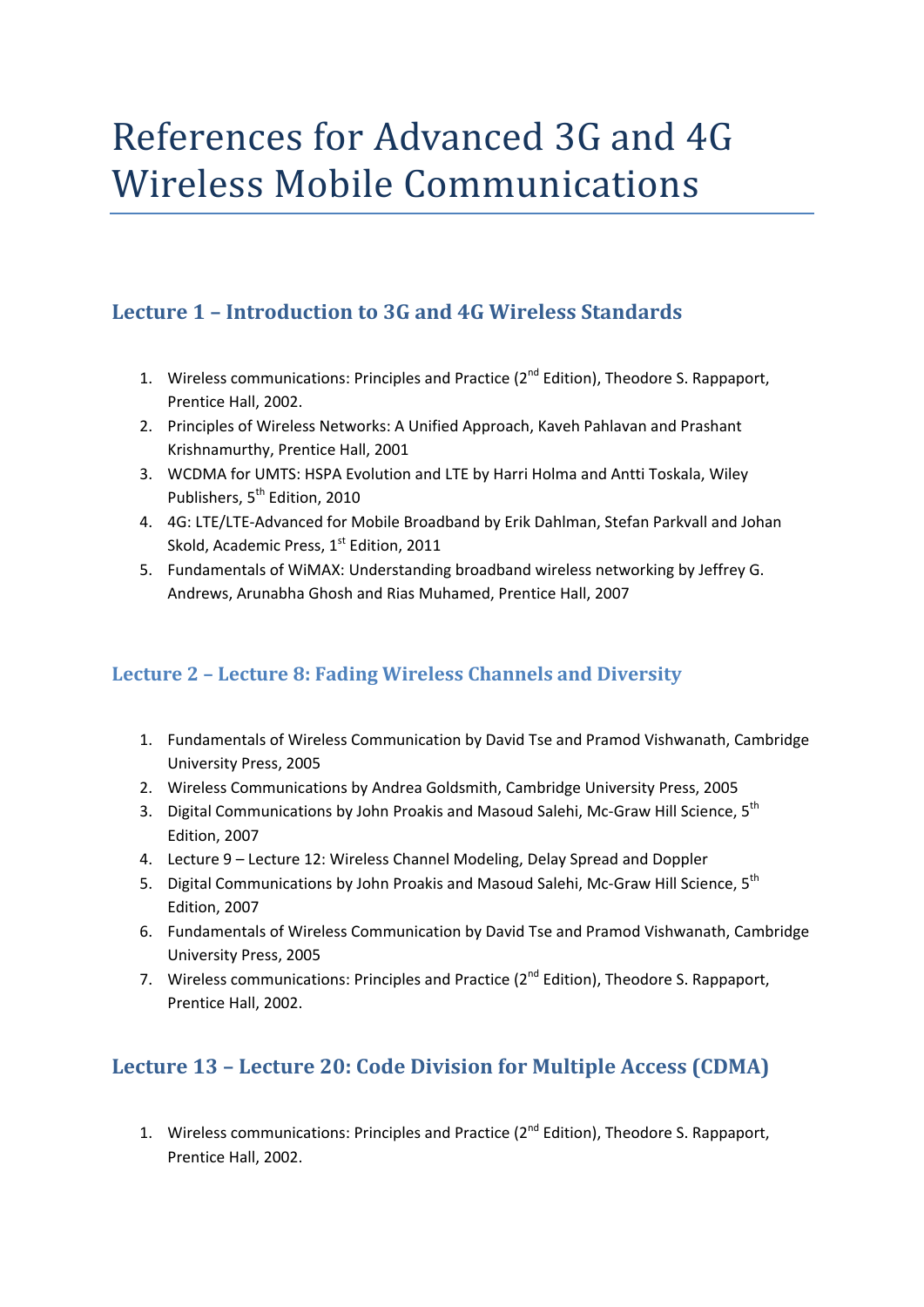# References for Advanced 3G and 4G Wireless Mobile Communications

## Lecture 1 – Introduction to 3G and 4G Wireless Standards

1. Wireless communications: Principles and Practice (2nd Edition), Theodore S. Rappaport, Prentice Hall, 2002.
2. Principles of Wireless Networks: A Unified Approach, Kaveh Pahlavan and Prashant Krishnamurthy, Prentice Hall, 2001
3. WCDMA for UMTS: HSPA Evolution and LTE by Harri Holma and Antti Toskala, Wiley Publishers, 5th Edition, 2010
4. 4G: LTE/LTE-Advanced for Mobile Broadband by Erik Dahlman, Stefan Parkvall and Johan Skold, Academic Press, 1st Edition, 2011
5. Fundamentals of WiMAX: Understanding broadband wireless networking by Jeffrey G. Andrews, Arunabha Ghosh and Rias Muhamed, Prentice Hall, 2007

## Lecture 2 – Lecture 8: Fading Wireless Channels and Diversity

1. Fundamentals of Wireless Communication by David Tse and Pramod Vishwanath, Cambridge University Press, 2005
2. Wireless Communications by Andrea Goldsmith, Cambridge University Press, 2005
3. Digital Communications by John Proakis and Masoud Salehi, Mc-Graw Hill Science, 5th Edition, 2007
4. Lecture 9 – Lecture 12: Wireless Channel Modeling, Delay Spread and Doppler
5. Digital Communications by John Proakis and Masoud Salehi, Mc-Graw Hill Science, 5th Edition, 2007
6. Fundamentals of Wireless Communication by David Tse and Pramod Vishwanath, Cambridge University Press, 2005
7. Wireless communications: Principles and Practice (2nd Edition), Theodore S. Rappaport, Prentice Hall, 2002.

## Lecture 13 – Lecture 20: Code Division for Multiple Access (CDMA)

1. Wireless communications: Principles and Practice (2nd Edition), Theodore S. Rappaport, Prentice Hall, 2002.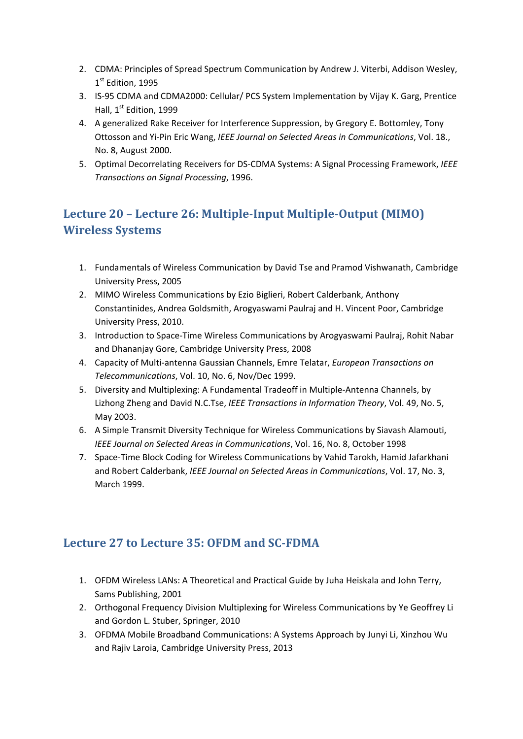2. CDMA: Principles of Spread Spectrum Communication by Andrew J. Viterbi, Addison Wesley, 1st Edition, 1995
3. IS-95 CDMA and CDMA2000: Cellular/ PCS System Implementation by Vijay K. Garg, Prentice Hall, 1st Edition, 1999
4. A generalized Rake Receiver for Interference Suppression, by Gregory E. Bottomley, Tony Ottosson and Yi-Pin Eric Wang, *IEEE Journal on Selected Areas in Communications*, Vol. 18., No. 8, August 2000.
5. Optimal Decorrelating Receivers for DS-CDMA Systems: A Signal Processing Framework, *IEEE Transactions on Signal Processing*, 1996.

## Lecture 20 – Lecture 26: Multiple-Input Multiple-Output (MIMO) Wireless Systems

1. Fundamentals of Wireless Communication by David Tse and Pramod Vishwanath, Cambridge University Press, 2005
2. MIMO Wireless Communications by Ezio Biglieri, Robert Calderbank, Anthony Constantinides, Andrea Goldsmith, Arogyaswami Paulraj and H. Vincent Poor, Cambridge University Press, 2010.
3. Introduction to Space-Time Wireless Communications by Arogyaswami Paulraj, Rohit Nabar and Dhananjay Gore, Cambridge University Press, 2008
4. Capacity of Multi-antenna Gaussian Channels, Emre Telatar, *European Transactions on Telecommunications*, Vol. 10, No. 6, Nov/Dec 1999.
5. Diversity and Multiplexing: A Fundamental Tradeoff in Multiple-Antenna Channels, by Lizhong Zheng and David N.C.Tse, *IEEE Transactions in Information Theory*, Vol. 49, No. 5, May 2003.
6. A Simple Transmit Diversity Technique for Wireless Communications by Siavash Alamouti, *IEEE Journal on Selected Areas in Communications*, Vol. 16, No. 8, October 1998
7. Space-Time Block Coding for Wireless Communications by Vahid Tarokh, Hamid Jafarkhani and Robert Calderbank, *IEEE Journal on Selected Areas in Communications*, Vol. 17, No. 3, March 1999.

## Lecture 27 to Lecture 35: OFDM and SC-FDMA

1. OFDM Wireless LANs: A Theoretical and Practical Guide by Juha Heiskala and John Terry, Sams Publishing, 2001
2. Orthogonal Frequency Division Multiplexing for Wireless Communications by Ye Geoffrey Li and Gordon L. Stuber, Springer, 2010
3. OFDMA Mobile Broadband Communications: A Systems Approach by Junyi Li, Xinzhou Wu and Rajiv Laroia, Cambridge University Press, 2013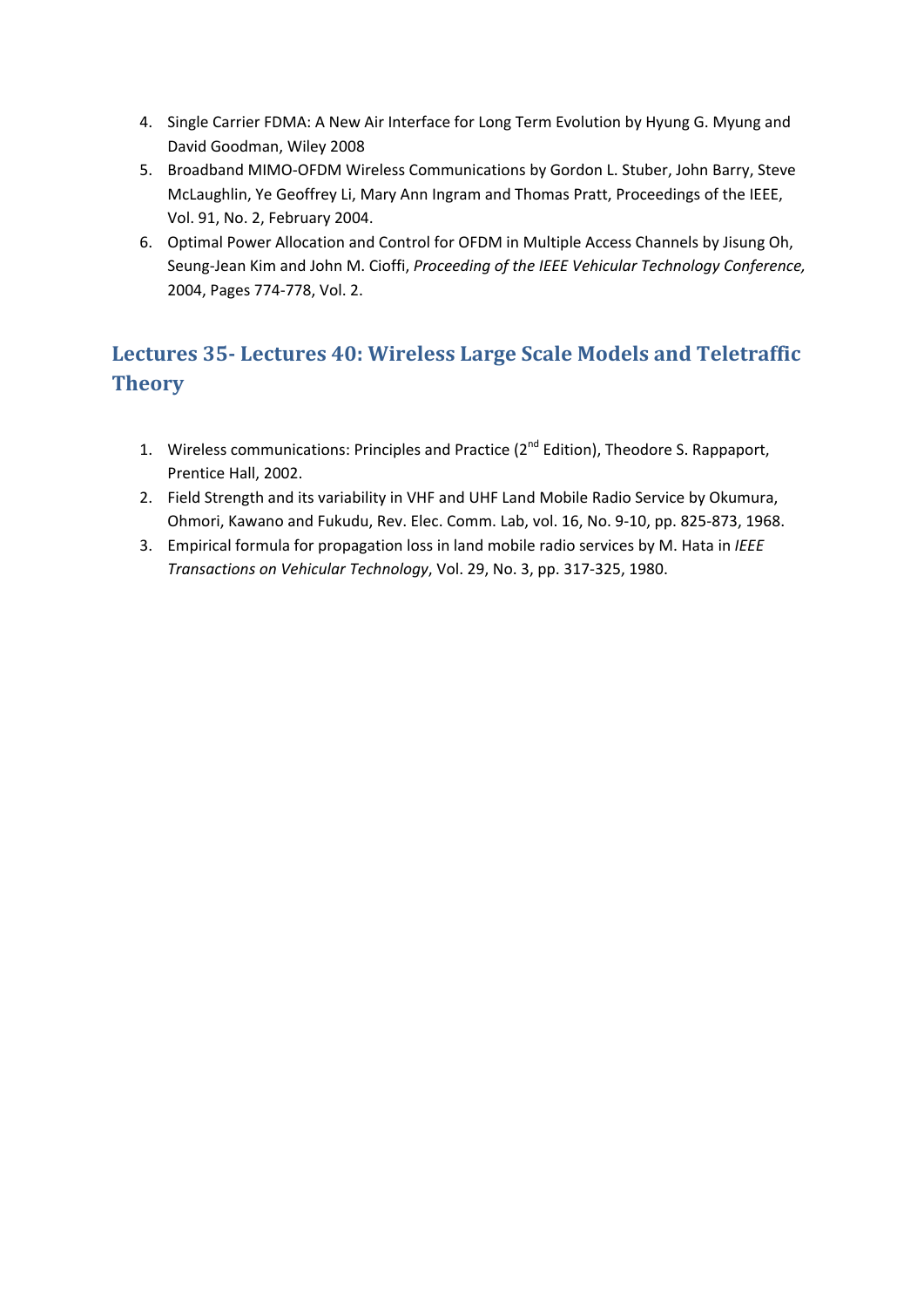4. Single Carrier FDMA: A New Air Interface for Long Term Evolution by Hyung G. Myung and David Goodman, Wiley 2008
5. Broadband MIMO-OFDM Wireless Communications by Gordon L. Stuber, John Barry, Steve McLaughlin, Ye Geoffrey Li, Mary Ann Ingram and Thomas Pratt, Proceedings of the IEEE, Vol. 91, No. 2, February 2004.
6. Optimal Power Allocation and Control for OFDM in Multiple Access Channels by Jisung Oh, Seung-Jean Kim and John M. Cioffi, *Proceeding of the IEEE Vehicular Technology Conference,* 2004, Pages 774-778, Vol. 2.

## Lectures 35- Lectures 40: Wireless Large Scale Models and Teletraffic Theory

1. Wireless communications: Principles and Practice (2nd Edition), Theodore S. Rappaport, Prentice Hall, 2002.
2. Field Strength and its variability in VHF and UHF Land Mobile Radio Service by Okumura, Ohmori, Kawano and Fukudu, Rev. Elec. Comm. Lab, vol. 16, No. 9-10, pp. 825-873, 1968.
3. Empirical formula for propagation loss in land mobile radio services by M. Hata in *IEEE Transactions on Vehicular Technology*, Vol. 29, No. 3, pp. 317-325, 1980.